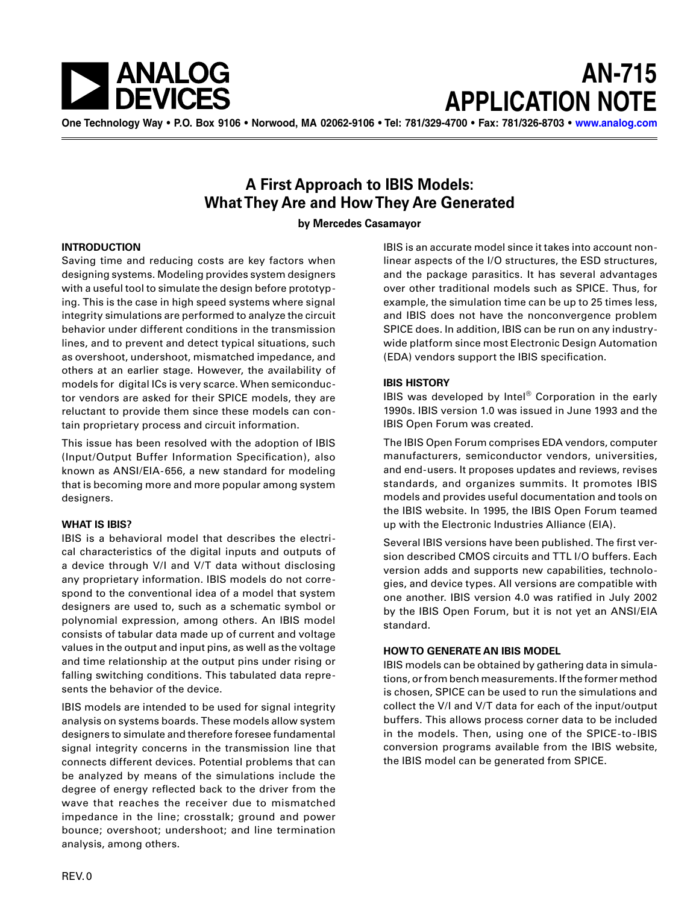# AN-715 APPLICATION NOTE

One Technology Way • P.O. Box 9106 • Norwood, MA 02062-9106 • Tel: 781/329-4700 • Fax: 781/326-8703 • www.analog.com

## A First Approach to IBIS Models: What They Are and How They Are Generated

**by Mercedes Casamayor**

### INTRODUCTION

Saving time and reducing costs are key factors when designing systems. Modeling provides system designers with a useful tool to simulate the design before prototyping. This is the case in high speed systems where signal integrity simulations are performed to analyze the circuit behavior under different conditions in the transmission lines, and to prevent and detect typical situations, such as overshoot, undershoot, mismatched impedance, and others at an earlier stage. However, the availability of models for digital ICs is very scarce. When semiconductor vendors are asked for their SPICE models, they are reluctant to provide them since these models can contain proprietary process and circuit information.

This issue has been resolved with the adoption of IBIS (Input/Output Buffer Information Specification), also known as ANSI/EIA-656, a new standard for modeling that is becoming more and more popular among system designers.

### WHAT IS IBIS?

IBIS is a behavioral model that describes the electrical characteristics of the digital inputs and outputs of a device through V/I and V/T data without disclosing any proprietary information. IBIS models do not correspond to the conventional idea of a model that system designers are used to, such as a schematic symbol or polynomial expression, among others. An IBIS model consists of tabular data made up of current and voltage values in the output and input pins, as well as the voltage and time relationship at the output pins under rising or falling switching conditions. This tabulated data represents the behavior of the device.

IBIS models are intended to be used for signal integrity analysis on systems boards. These models allow system designers to simulate and therefore foresee fundamental signal integrity concerns in the transmission line that connects different devices. Potential problems that can be analyzed by means of the simulations include the degree of energy reflected back to the driver from the wave that reaches the receiver due to mismatched impedance in the line; crosstalk; ground and power bounce; overshoot; undershoot; and line termination analysis, among others.

IBIS is an accurate model since it takes into account nonlinear aspects of the I/O structures, the ESD structures, and the package parasitics. It has several advantages over other traditional models such as SPICE. Thus, for example, the simulation time can be up to 25 times less, and IBIS does not have the nonconvergence problem SPICE does. In addition, IBIS can be run on any industry-wide platform since most Electronic Design Automation (EDA) vendors support the IBIS specification.

### IBIS HISTORY

IBIS was developed by Intel® Corporation in the early 1990s. IBIS version 1.0 was issued in June 1993 and the IBIS Open Forum was created.

The IBIS Open Forum comprises EDA vendors, computer manufacturers, semiconductor vendors, universities, and end-users. It proposes updates and reviews, revises standards, and organizes summits. It promotes IBIS models and provides useful documentation and tools on the IBIS website. In 1995, the IBIS Open Forum teamed up with the Electronic Industries Alliance (EIA).

Several IBIS versions have been published. The first version described CMOS circuits and TTL I/O buffers. Each version adds and supports new capabilities, technologies, and device types. All versions are compatible with one another. IBIS version 4.0 was ratified in July 2002 by the IBIS Open Forum, but it is not yet an ANSI/EIA standard.

### HOW TO GENERATE AN IBIS MODEL

IBIS models can be obtained by gathering data in simulations, or from bench measurements. If the former method is chosen, SPICE can be used to run the simulations and collect the V/I and V/T data for each of the input/output buffers. This allows process corner data to be included in the models. Then, using one of the SPICE-to-IBIS conversion programs available from the IBIS website, the IBIS model can be generated from SPICE.

REV. 0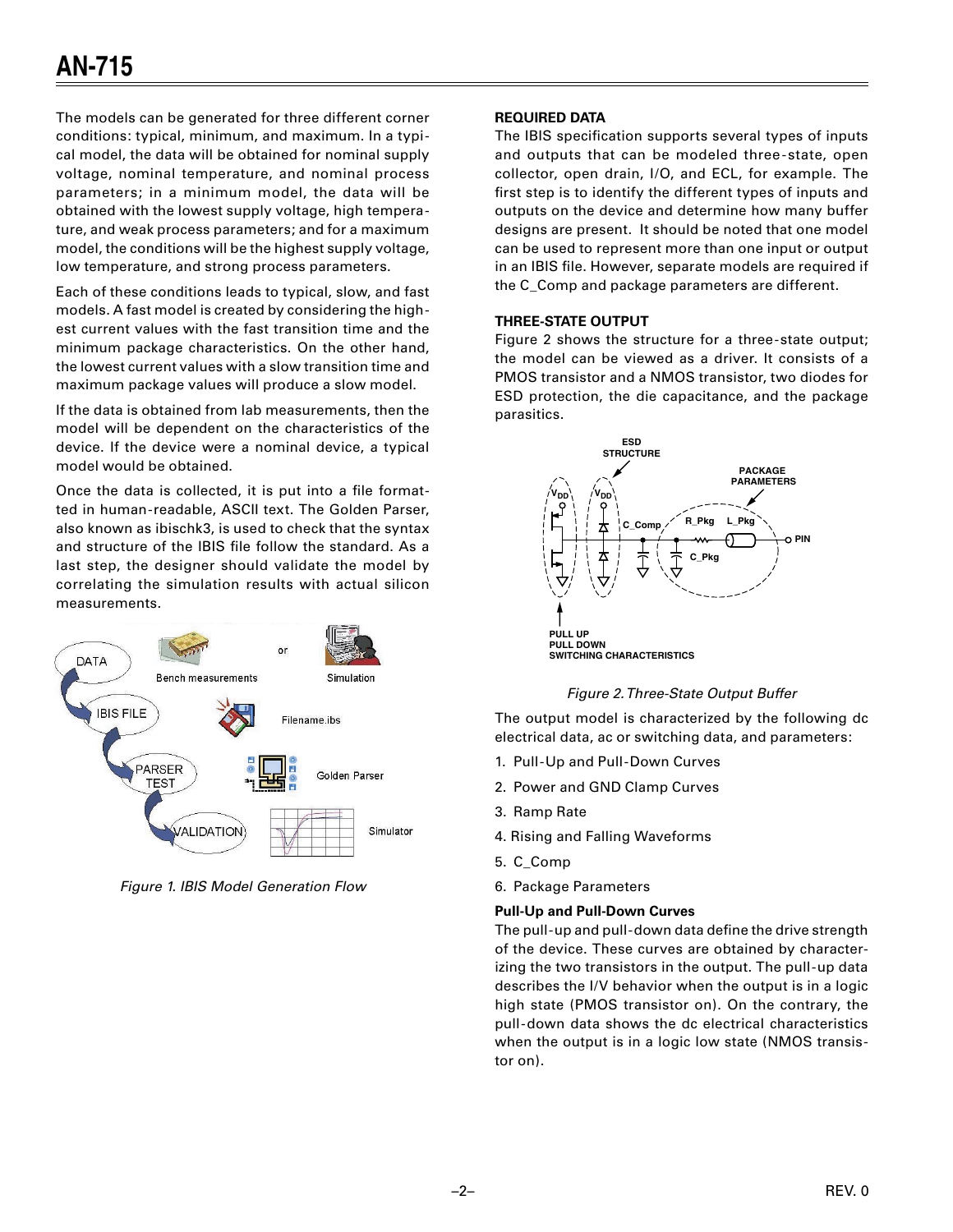The models can be generated for three different corner conditions: typical, minimum, and maximum. In a typical model, the data will be obtained for nominal supply voltage, nominal temperature, and nominal process parameters; in a minimum model, the data will be obtained with the lowest supply voltage, high temperature, and weak process parameters; and for a maximum model, the conditions will be the highest supply voltage, low temperature, and strong process parameters.

Each of these conditions leads to typical, slow, and fast models. A fast model is created by considering the highest current values with the fast transition time and the minimum package characteristics. On the other hand, the lowest current values with a slow transition time and maximum package values will produce a slow model.

If the data is obtained from lab measurements, then the model will be dependent on the characteristics of the device. If the device were a nominal device, a typical model would be obtained.

Once the data is collected, it is put into a file formatted in human-readable, ASCII text. The Golden Parser, also known as ibischk3, is used to check that the syntax and structure of the IBIS file follow the standard. As a last step, the designer should validate the model by correlating the simulation results with actual silicon measurements.

*Figure 1. IBIS Model Generation Flow*

**REQUIRED DATA**

The IBIS specification supports several types of inputs and outputs that can be modeled three-state, open collector, open drain, I/O, and ECL, for example. The first step is to identify the different types of inputs and outputs on the device and determine how many buffer designs are present. It should be noted that one model can be used to represent more than one input or output in an IBIS file. However, separate models are required if the C_Comp and package parameters are different.

**THREE-STATE OUTPUT**

Figure 2 shows the structure for a three-state output; the model can be viewed as a driver. It consists of a PMOS transistor and a NMOS transistor, two diodes for ESD protection, the die capacitance, and the package parasitics.

*Figure 2. Three-State Output Buffer*

The output model is characterized by the following dc electrical data, ac or switching data, and parameters:

1. Pull-Up and Pull-Down Curves
2. Power and GND Clamp Curves
3. Ramp Rate
4. Rising and Falling Waveforms
5. C_Comp
6. Package Parameters

**Pull-Up and Pull-Down Curves**

The pull-up and pull-down data define the drive strength of the device. These curves are obtained by characterizing the two transistors in the output. The pull-up data describes the I/V behavior when the output is in a logic high state (PMOS transistor on). On the contrary, the pull-down data shows the dc electrical characteristics when the output is in a logic low state (NMOS transistor on).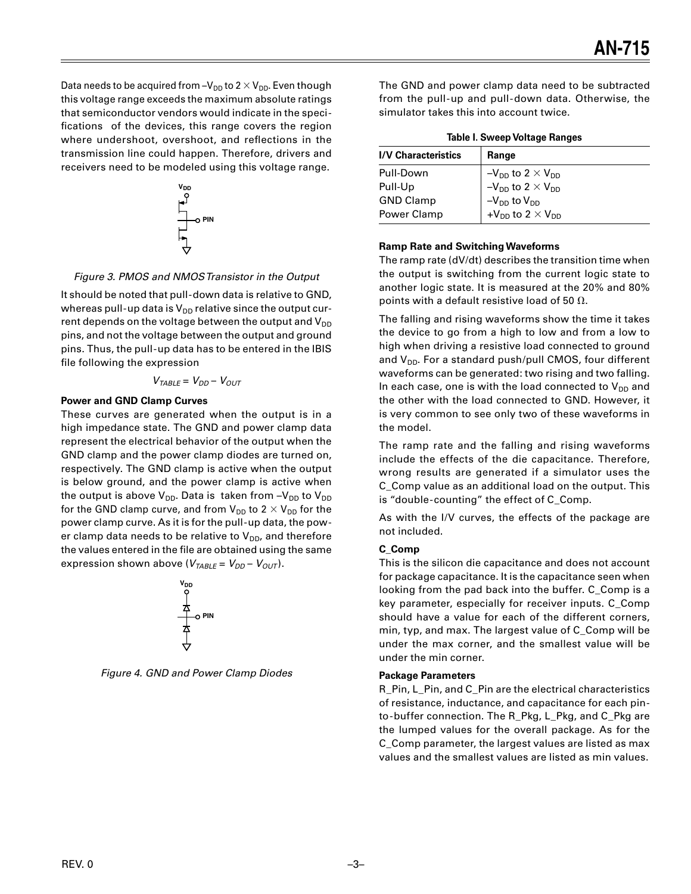Data needs to be acquired from $-V_{DD}$ to $2 \times V_{DD}$. Even though this voltage range exceeds the maximum absolute ratings that semiconductor vendors would indicate in the specifications of the devices, this range covers the region where undershoot, overshoot, and reflections in the transmission line could happen. Therefore, drivers and receivers need to be modeled using this voltage range.

*Figure 3. PMOS and NMOS Transistor in the Output*

It should be noted that pull-down data is relative to GND, whereas pull-up data is $V_{DD}$ relative since the output current depends on the voltage between the output and $V_{DD}$ pins, and not the voltage between the output and ground pins. Thus, the pull-up data has to be entered in the IBIS file following the expression

$$V_{TABLE} = V_{DD} - V_{OUT}$$

**Power and GND Clamp Curves**

These curves are generated when the output is in a high impedance state. The GND and power clamp data represent the electrical behavior of the output when the GND clamp and the power clamp diodes are turned on, respectively. The GND clamp is active when the output is below ground, and the power clamp is active when the output is above $V_{DD}$. Data is taken from $-V_{DD}$ to $V_{DD}$ for the GND clamp curve, and from $V_{DD}$ to $2 \times V_{DD}$ for the power clamp curve. As it is for the pull-up data, the power clamp data needs to be relative to $V_{DD}$, and therefore the values entered in the file are obtained using the same expression shown above ($V_{TABLE} = V_{DD} - V_{OUT}$).

*Figure 4. GND and Power Clamp Diodes*

The GND and power clamp data need to be subtracted from the pull-up and pull-down data. Otherwise, the simulator takes this into account twice.

**Table I. Sweep Voltage Ranges**

| I/V Characteristics | Range |
|---|---|
| Pull-Down | $-V_{DD}$ to $2 \times V_{DD}$ |
| Pull-Up | $-V_{DD}$ to $2 \times V_{DD}$ |
| GND Clamp | $-V_{DD}$ to $V_{DD}$ |
| Power Clamp | $+V_{DD}$ to $2 \times V_{DD}$ |

**Ramp Rate and Switching Waveforms**

The ramp rate (dV/dt) describes the transition time when the output is switching from the current logic state to another logic state. It is measured at the 20% and 80% points with a default resistive load of 50 Ω.

The falling and rising waveforms show the time it takes the device to go from a high to low and from a low to high when driving a resistive load connected to ground and $V_{DD}$. For a standard push/pull CMOS, four different waveforms can be generated: two rising and two falling. In each case, one is with the load connected to $V_{DD}$ and the other with the load connected to GND. However, it is very common to see only two of these waveforms in the model.

The ramp rate and the falling and rising waveforms include the effects of the die capacitance. Therefore, wrong results are generated if a simulator uses the C_Comp value as an additional load on the output. This is "double-counting" the effect of C_Comp.

As with the I/V curves, the effects of the package are not included.

**C_Comp**

This is the silicon die capacitance and does not account for package capacitance. It is the capacitance seen when looking from the pad back into the buffer. C_Comp is a key parameter, especially for receiver inputs. C_Comp should have a value for each of the different corners, min, typ, and max. The largest value of C_Comp will be under the max corner, and the smallest value will be under the min corner.

**Package Parameters**

R_Pin, L_Pin, and C_Pin are the electrical characteristics of resistance, inductance, and capacitance for each pin-to-buffer connection. The R_Pkg, L_Pkg, and C_Pkg are the lumped values for the overall package. As for the C_Comp parameter, the largest values are listed as max values and the smallest values are listed as min values.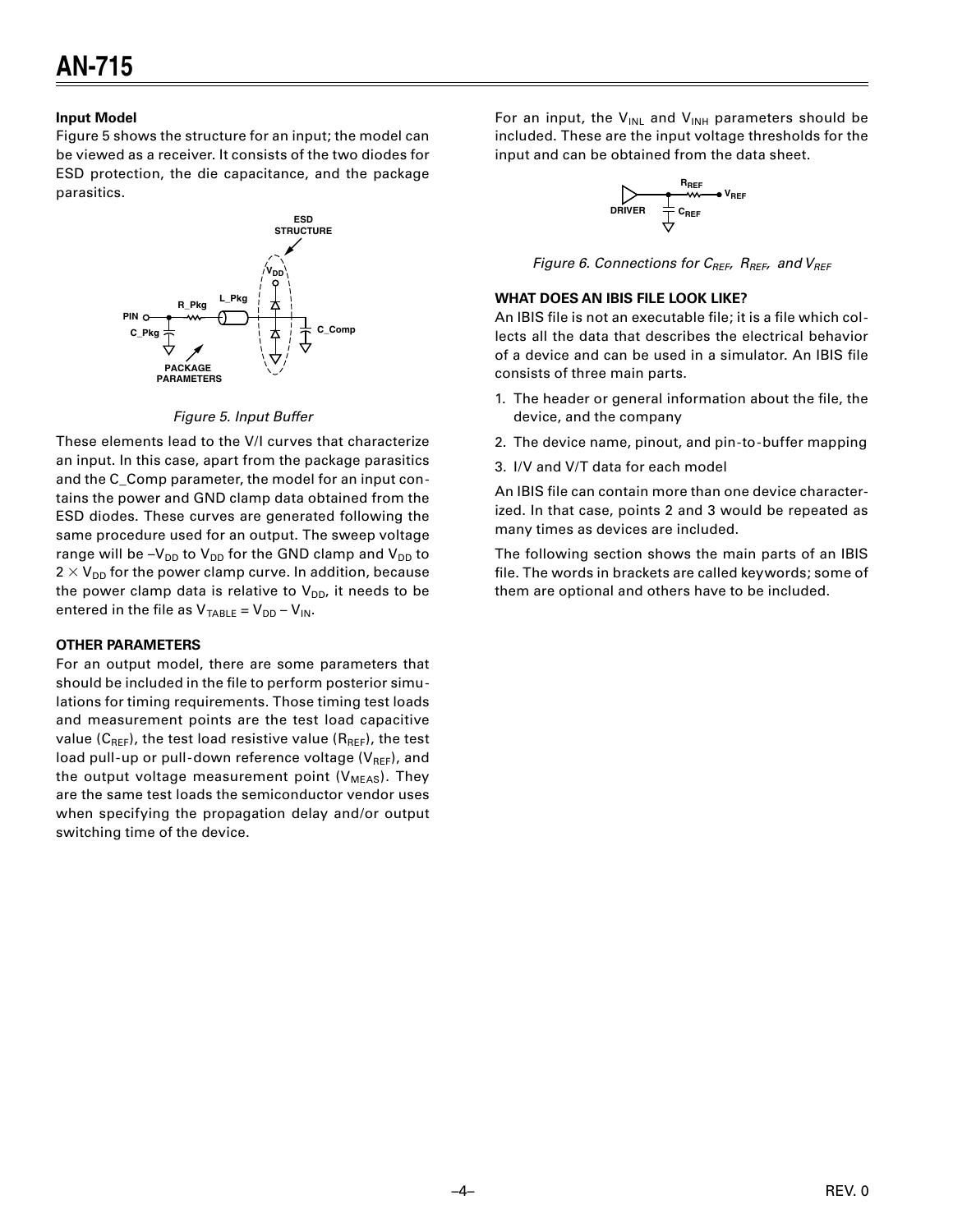### Input Model

Figure 5 shows the structure for an input; the model can be viewed as a receiver. It consists of the two diodes for ESD protection, the die capacitance, and the package parasitics.

*Figure 5. Input Buffer*

These elements lead to the V/I curves that characterize an input. In this case, apart from the package parasitics and the C_Comp parameter, the model for an input contains the power and GND clamp data obtained from the ESD diodes. These curves are generated following the same procedure used for an output. The sweep voltage range will be $-V_{DD}$ to $V_{DD}$ for the GND clamp and $V_{DD}$ to $2 \times V_{DD}$ for the power clamp curve. In addition, because the power clamp data is relative to $V_{DD}$, it needs to be entered in the file as $V_{TABLE} = V_{DD} - V_{IN}$.

## OTHER PARAMETERS

For an output model, there are some parameters that should be included in the file to perform posterior simulations for timing requirements. Those timing test loads and measurement points are the test load capacitive value ($C_{REF}$), the test load resistive value ($R_{REF}$), the test load pull-up or pull-down reference voltage ($V_{REF}$), and the output voltage measurement point ($V_{MEAS}$). They are the same test loads the semiconductor vendor uses when specifying the propagation delay and/or output switching time of the device.

For an input, the $V_{INL}$ and $V_{INH}$ parameters should be included. These are the input voltage thresholds for the input and can be obtained from the data sheet.

*Figure 6. Connections for $C_{REF}$, $R_{REF}$, and $V_{REF}$*

## WHAT DOES AN IBIS FILE LOOK LIKE?

An IBIS file is not an executable file; it is a file which collects all the data that describes the electrical behavior of a device and can be used in a simulator. An IBIS file consists of three main parts.

1. The header or general information about the file, the device, and the company
2. The device name, pinout, and pin-to-buffer mapping
3. I/V and V/T data for each model

An IBIS file can contain more than one device characterized. In that case, points 2 and 3 would be repeated as many times as devices are included.

The following section shows the main parts of an IBIS file. The words in brackets are called keywords; some of them are optional and others have to be included.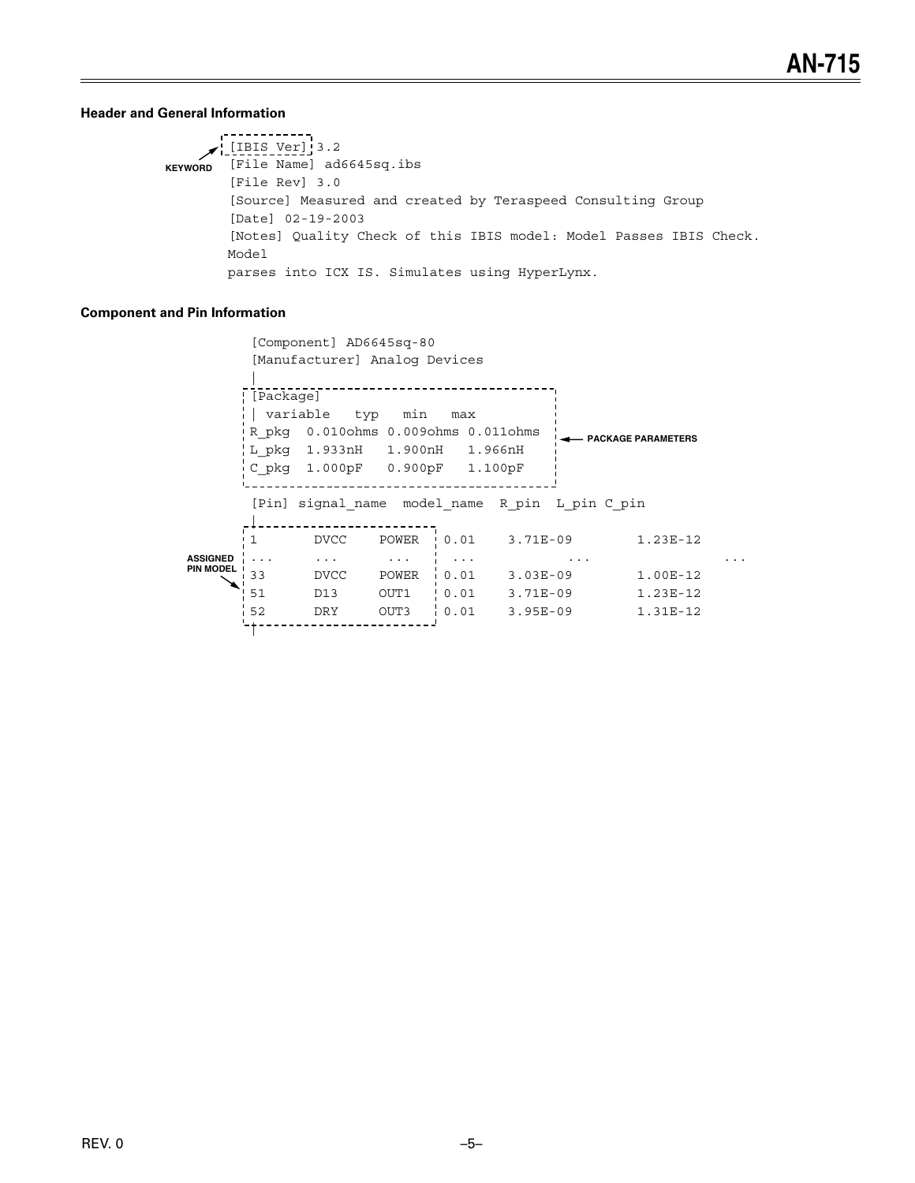### Header and General Information

KEYWORD

```
[IBIS Ver] 3.2
[File Name] ad6645sq.ibs
[File Rev] 3.0
[Source] Measured and created by Teraspeed Consulting Group
[Date] 02-19-2003
[Notes] Quality Check of this IBIS model: Model Passes IBIS Check.
Model
parses into ICX IS. Simulates using HyperLynx.
```

### Component and Pin Information

```
[Component] AD6645sq-80
[Manufacturer] Analog Devices
|
[Package]
| variable   typ    min    max
R_pkg  0.010ohms 0.009ohms 0.011ohms
L_pkg  1.933nH   1.900nH   1.966nH
C_pkg  1.000pF   0.900pF   1.100pF
```

PACKAGE PARAMETERS

```
[Pin] signal_name  model_name  R_pin  L_pin C_pin
|
1       DVCC    POWER   0.01    3.71E-09        1.23E-12
...     ...     ...     ...           ...                   ...
33      DVCC    POWER   0.01    3.03E-09        1.00E-12
51      D13     OUT1    0.01    3.71E-09        1.23E-12
52      DRY     OUT3    0.01    3.95E-09        1.31E-12
|
```

ASSIGNED PIN MODEL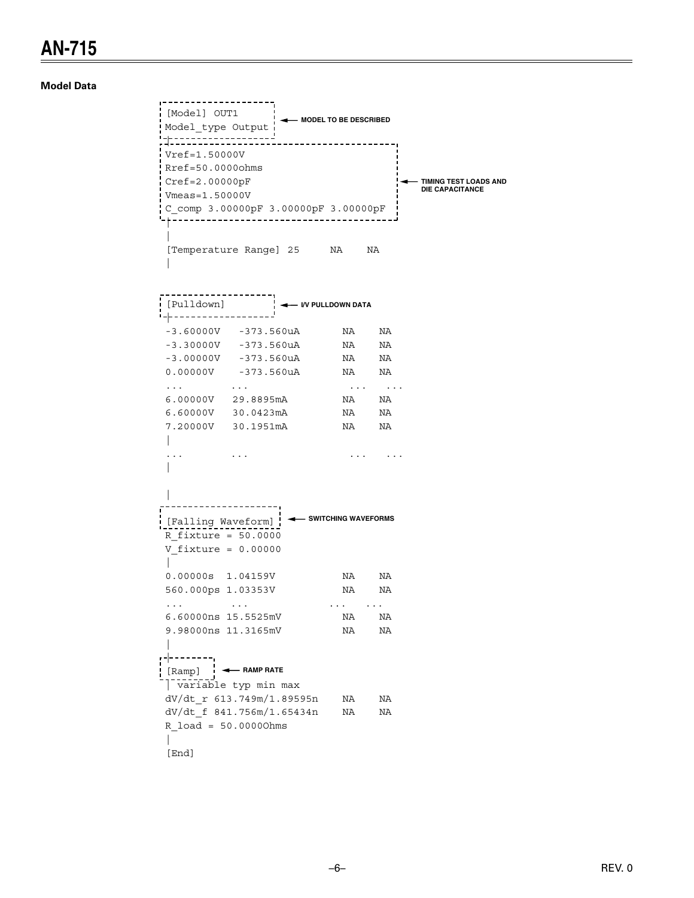### Model Data

```
[Model] OUT1                              <-- MODEL TO BE DESCRIBED
Model_type Output
|
Vref=1.50000V
Rref=50.0000ohms
Cref=2.00000pF                            <-- TIMING TEST LOADS AND
Vmeas=1.50000V                                DIE CAPACITANCE
C_comp 3.00000pF 3.00000pF 3.00000pF
|
|
[Temperature Range] 25     NA    NA
|


[Pulldown]                                <-- I/V PULLDOWN DATA
|
-3.60000V   -373.560uA      NA    NA
-3.30000V   -373.560uA      NA    NA
-3.00000V   -373.560uA      NA    NA
0.00000V    -373.560uA      NA    NA
...         ...             ...   ...
6.00000V   29.8895mA        NA    NA
6.60000V   30.0423mA        NA    NA
7.20000V   30.1951mA        NA    NA
|
...        ...              ...   ...
|


|
[Falling Waveform]                        <-- SWITCHING WAVEFORMS
R_fixture = 50.0000
V_fixture = 0.00000
|
0.00000s  1.04159V          NA    NA
560.000ps 1.03353V          NA    NA
...       ...           ...   ...
6.60000ns 15.5525mV         NA    NA
9.98000ns 11.3165mV         NA    NA
|
|
[Ramp]                                    <-- RAMP RATE
| variable typ min max
dV/dt_r 613.749m/1.89595n   NA    NA
dV/dt_f 841.756m/1.65434n   NA    NA
R_load = 50.0000Ohms
|
[End]
```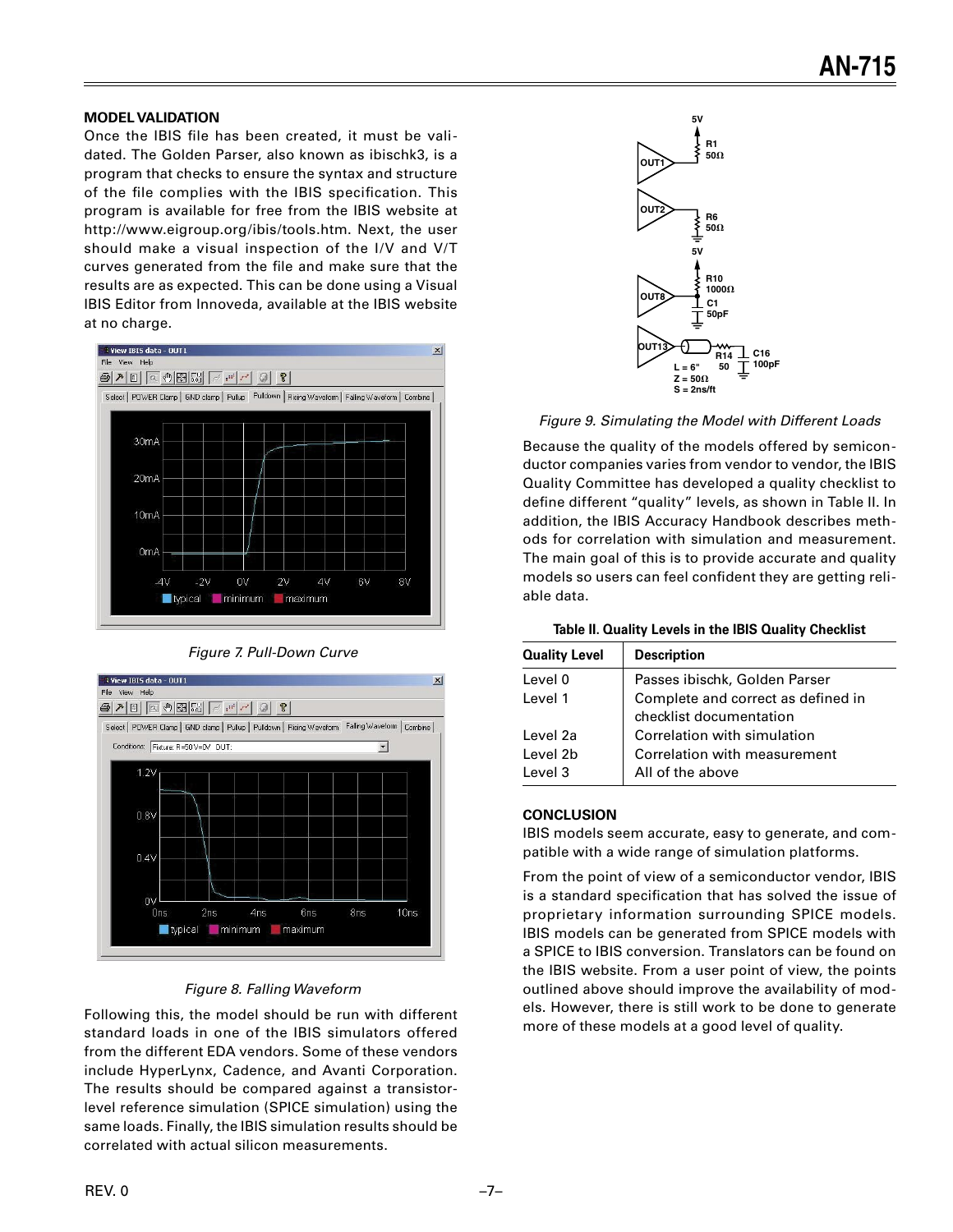## MODEL VALIDATION

Once the IBIS file has been created, it must be validated. The Golden Parser, also known as ibischk3, is a program that checks to ensure the syntax and structure of the file complies with the IBIS specification. This program is available for free from the IBIS website at http://www.eigroup.org/ibis/tools.htm. Next, the user should make a visual inspection of the I/V and V/T curves generated from the file and make sure that the results are as expected. This can be done using a Visual IBIS Editor from Innoveda, available at the IBIS website at no charge.

*Figure 7. Pull-Down Curve*

*Figure 8. Falling Waveform*

Following this, the model should be run with different standard loads in one of the IBIS simulators offered from the different EDA vendors. Some of these vendors include HyperLynx, Cadence, and Avanti Corporation. The results should be compared against a transistor-level reference simulation (SPICE simulation) using the same loads. Finally, the IBIS simulation results should be correlated with actual silicon measurements.

*Figure 9. Simulating the Model with Different Loads*

Because the quality of the models offered by semiconductor companies varies from vendor to vendor, the IBIS Quality Committee has developed a quality checklist to define different "quality" levels, as shown in Table II. In addition, the IBIS Accuracy Handbook describes methods for correlation with simulation and measurement. The main goal of this is to provide accurate and quality models so users can feel confident they are getting reliable data.

**Table II. Quality Levels in the IBIS Quality Checklist**

| Quality Level | Description |
|---|---|
| Level 0 | Passes ibischk, Golden Parser |
| Level 1 | Complete and correct as defined in checklist documentation |
| Level 2a | Correlation with simulation |
| Level 2b | Correlation with measurement |
| Level 3 | All of the above |

## CONCLUSION

IBIS models seem accurate, easy to generate, and compatible with a wide range of simulation platforms.

From the point of view of a semiconductor vendor, IBIS is a standard specification that has solved the issue of proprietary information surrounding SPICE models. IBIS models can be generated from SPICE models with a SPICE to IBIS conversion. Translators can be found on the IBIS website. From a user point of view, the points outlined above should improve the availability of models. However, there is still work to be done to generate more of these models at a good level of quality.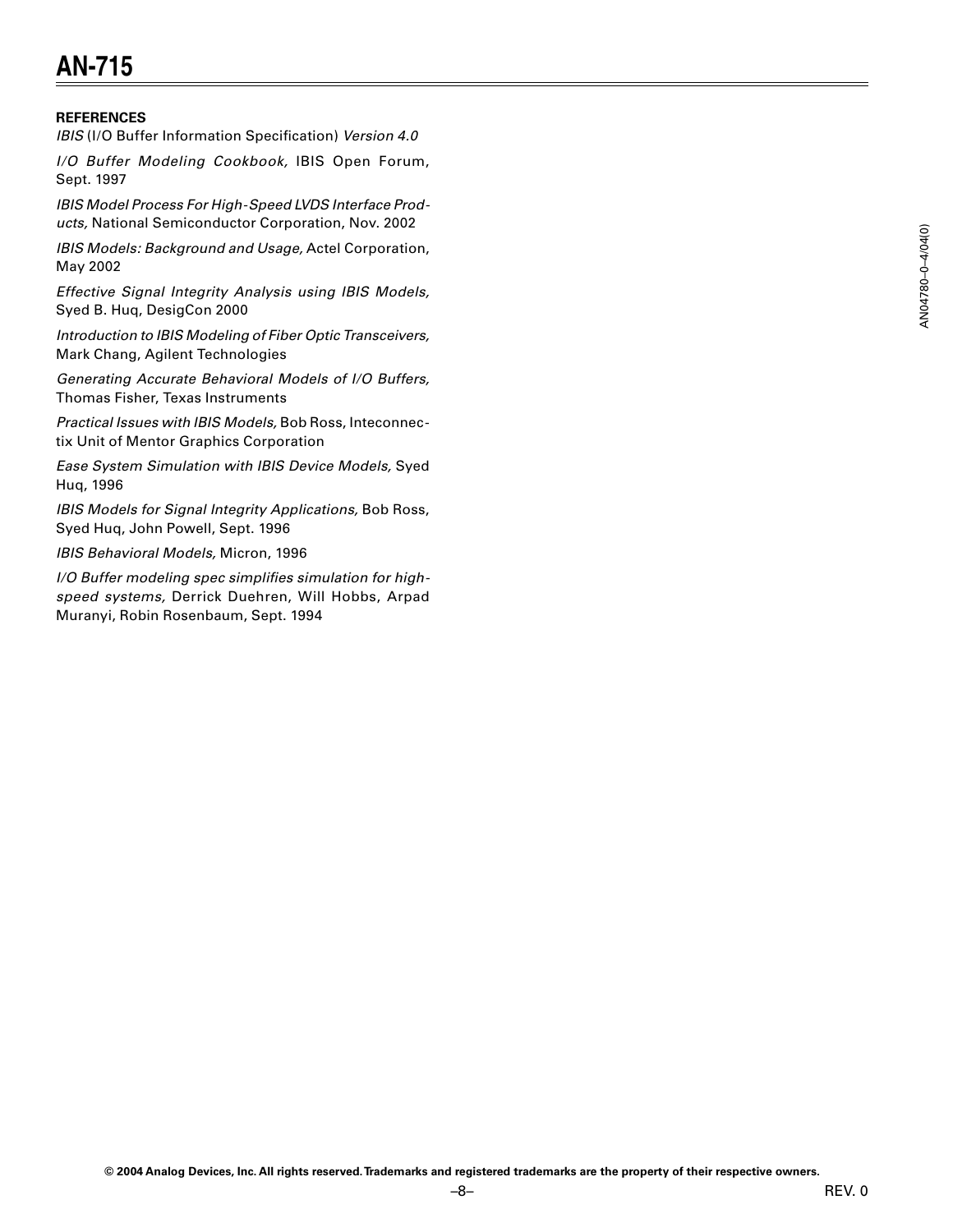**REFERENCES**

*IBIS* (I/O Buffer Information Specification) *Version 4.0*

*I/O Buffer Modeling Cookbook,* IBIS Open Forum, Sept. 1997

*IBIS Model Process For High-Speed LVDS Interface Products,* National Semiconductor Corporation, Nov. 2002

*IBIS Models: Background and Usage,* Actel Corporation, May 2002

*Effective Signal Integrity Analysis using IBIS Models,* Syed B. Huq, DesigCon 2000

*Introduction to IBIS Modeling of Fiber Optic Transceivers,* Mark Chang, Agilent Technologies

*Generating Accurate Behavioral Models of I/O Buffers,* Thomas Fisher, Texas Instruments

*Practical Issues with IBIS Models,* Bob Ross, Inteconnectix Unit of Mentor Graphics Corporation

*Ease System Simulation with IBIS Device Models,* Syed Huq, 1996

*IBIS Models for Signal Integrity Applications,* Bob Ross, Syed Huq, John Powell, Sept. 1996

*IBIS Behavioral Models,* Micron, 1996

*I/O Buffer modeling spec simplifies simulation for high-speed systems,* Derrick Duehren, Will Hobbs, Arpad Muranyi, Robin Rosenbaum, Sept. 1994

**© 2004 Analog Devices, Inc. All rights reserved. Trademarks and registered trademarks are the property of their respective owners.**

AN04780–0–4/04(0)